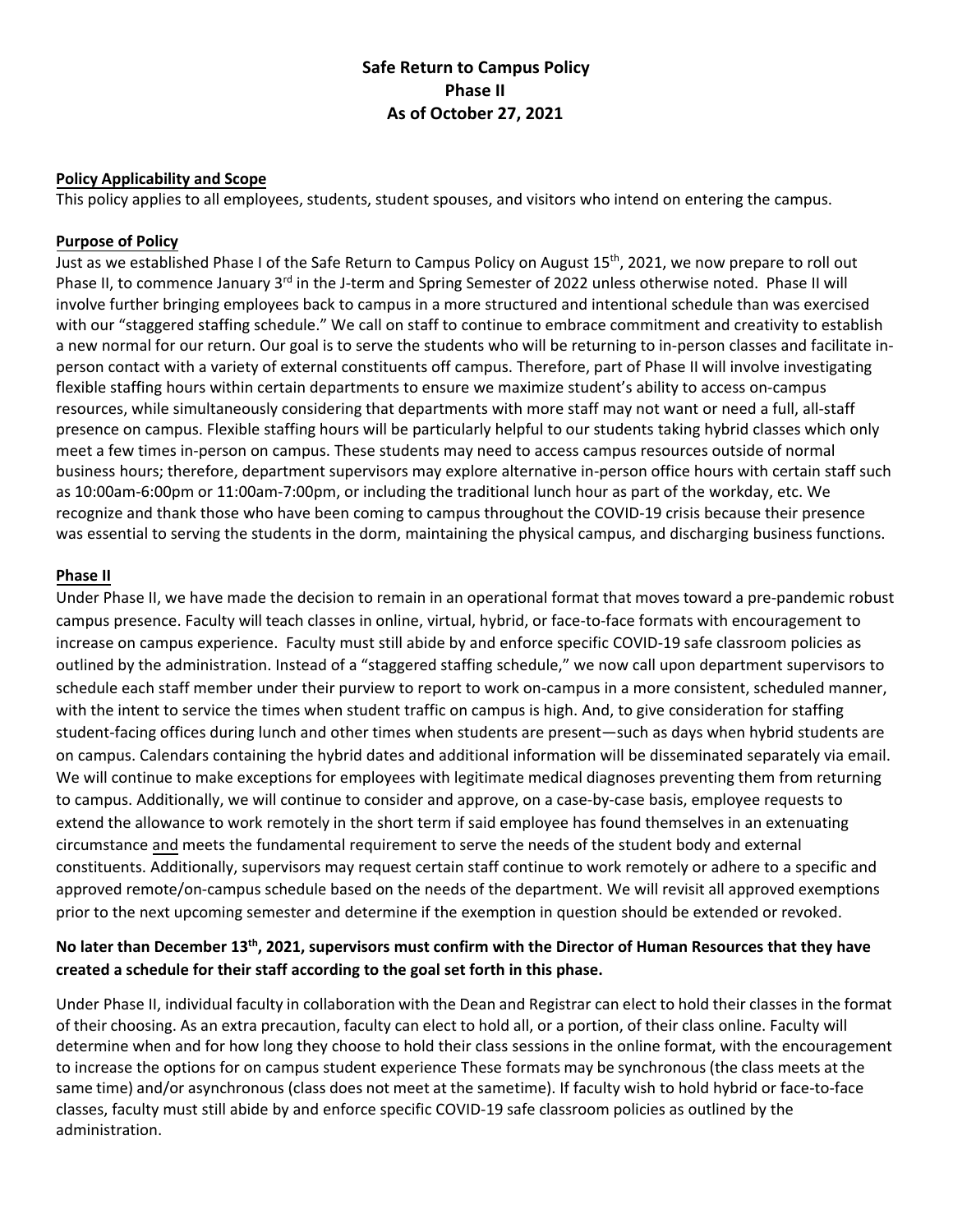# Safe Return to Campus Policy
# Phase II
# As of October 27, 2021

## Policy Applicability and Scope

This policy applies to all employees, students, student spouses, and visitors who intend on entering the campus.

## Purpose of Policy

Just as we established Phase I of the Safe Return to Campus Policy on August 15th, 2021, we now prepare to roll out Phase II, to commence January 3rd in the J-term and Spring Semester of 2022 unless otherwise noted. Phase II will involve further bringing employees back to campus in a more structured and intentional schedule than was exercised with our "staggered staffing schedule." We call on staff to continue to embrace commitment and creativity to establish a new normal for our return. Our goal is to serve the students who will be returning to in-person classes and facilitate in-person contact with a variety of external constituents off campus. Therefore, part of Phase II will involve investigating flexible staffing hours within certain departments to ensure we maximize student's ability to access on-campus resources, while simultaneously considering that departments with more staff may not want or need a full, all-staff presence on campus. Flexible staffing hours will be particularly helpful to our students taking hybrid classes which only meet a few times in-person on campus. These students may need to access campus resources outside of normal business hours; therefore, department supervisors may explore alternative in-person office hours with certain staff such as 10:00am-6:00pm or 11:00am-7:00pm, or including the traditional lunch hour as part of the workday, etc. We recognize and thank those who have been coming to campus throughout the COVID-19 crisis because their presence was essential to serving the students in the dorm, maintaining the physical campus, and discharging business functions.

## Phase II

Under Phase II, we have made the decision to remain in an operational format that moves toward a pre-pandemic robust campus presence. Faculty will teach classes in online, virtual, hybrid, or face-to-face formats with encouragement to increase on campus experience. Faculty must still abide by and enforce specific COVID-19 safe classroom policies as outlined by the administration. Instead of a "staggered staffing schedule," we now call upon department supervisors to schedule each staff member under their purview to report to work on-campus in a more consistent, scheduled manner, with the intent to service the times when student traffic on campus is high. And, to give consideration for staffing student-facing offices during lunch and other times when students are present—such as days when hybrid students are on campus. Calendars containing the hybrid dates and additional information will be disseminated separately via email. We will continue to make exceptions for employees with legitimate medical diagnoses preventing them from returning to campus. Additionally, we will continue to consider and approve, on a case-by-case basis, employee requests to extend the allowance to work remotely in the short term if said employee has found themselves in an extenuating circumstance and meets the fundamental requirement to serve the needs of the student body and external constituents. Additionally, supervisors may request certain staff continue to work remotely or adhere to a specific and approved remote/on-campus schedule based on the needs of the department. We will revisit all approved exemptions prior to the next upcoming semester and determine if the exemption in question should be extended or revoked.

**No later than December 13th, 2021, supervisors must confirm with the Director of Human Resources that they have created a schedule for their staff according to the goal set forth in this phase.**

Under Phase II, individual faculty in collaboration with the Dean and Registrar can elect to hold their classes in the format of their choosing. As an extra precaution, faculty can elect to hold all, or a portion, of their class online. Faculty will determine when and for how long they choose to hold their class sessions in the online format, with the encouragement to increase the options for on campus student experience These formats may be synchronous (the class meets at the same time) and/or asynchronous (class does not meet at the sametime). If faculty wish to hold hybrid or face-to-face classes, faculty must still abide by and enforce specific COVID-19 safe classroom policies as outlined by the administration.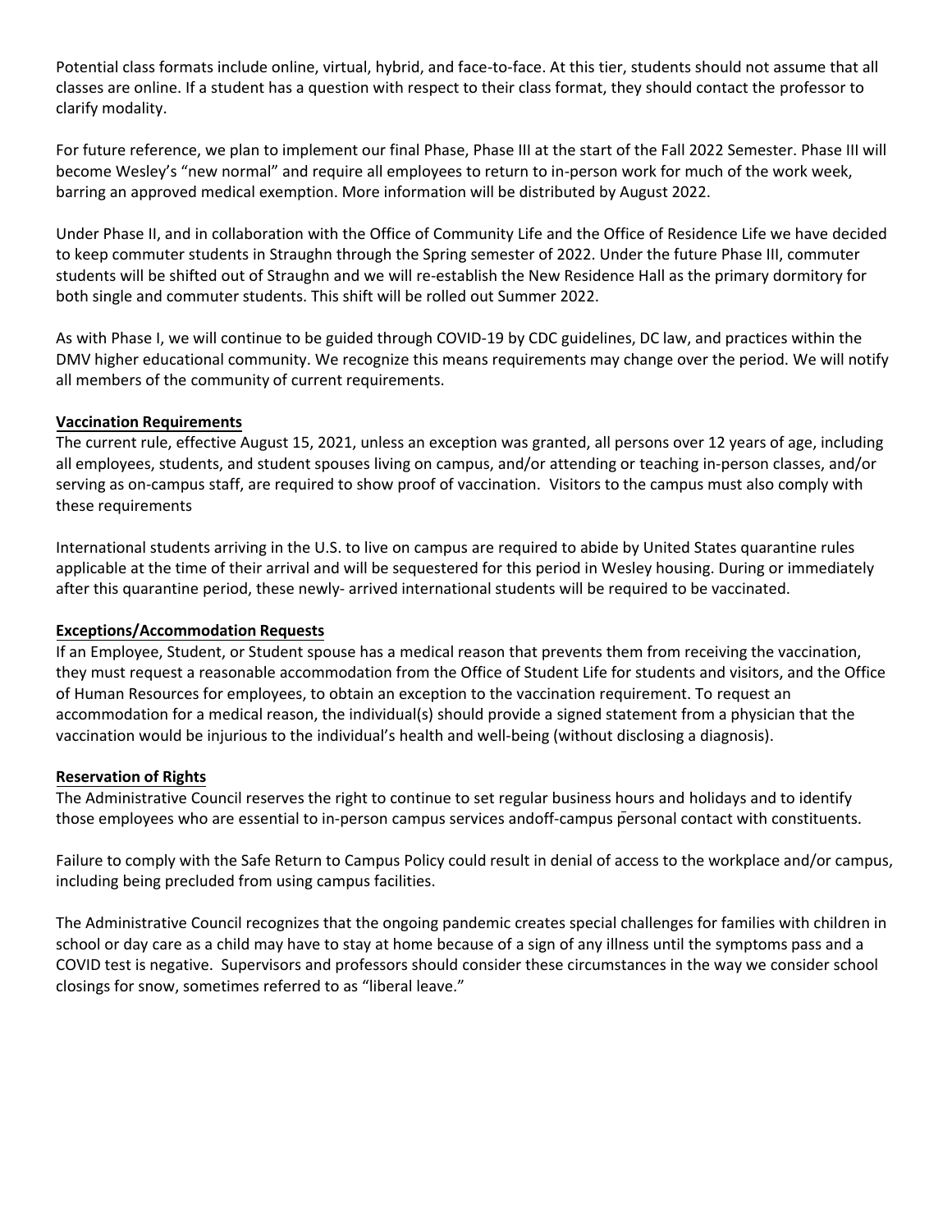Potential class formats include online, virtual, hybrid, and face-to-face. At this tier, students should not assume that all classes are online. If a student has a question with respect to their class format, they should contact the professor to clarify modality.

For future reference, we plan to implement our final Phase, Phase III at the start of the Fall 2022 Semester. Phase III will become Wesley's "new normal" and require all employees to return to in-person work for much of the work week, barring an approved medical exemption. More information will be distributed by August 2022.

Under Phase II, and in collaboration with the Office of Community Life and the Office of Residence Life we have decided to keep commuter students in Straughn through the Spring semester of 2022. Under the future Phase III, commuter students will be shifted out of Straughn and we will re-establish the New Residence Hall as the primary dormitory for both single and commuter students. This shift will be rolled out Summer 2022.

As with Phase I, we will continue to be guided through COVID-19 by CDC guidelines, DC law, and practices within the DMV higher educational community. We recognize this means requirements may change over the period. We will notify all members of the community of current requirements.

**Vaccination Requirements**

The current rule, effective August 15, 2021, unless an exception was granted, all persons over 12 years of age, including all employees, students, and student spouses living on campus, and/or attending or teaching in-person classes, and/or serving as on-campus staff, are required to show proof of vaccination. Visitors to the campus must also comply with these requirements

International students arriving in the U.S. to live on campus are required to abide by United States quarantine rules applicable at the time of their arrival and will be sequestered for this period in Wesley housing. During or immediately after this quarantine period, these newly- arrived international students will be required to be vaccinated.

**Exceptions/Accommodation Requests**

If an Employee, Student, or Student spouse has a medical reason that prevents them from receiving the vaccination, they must request a reasonable accommodation from the Office of Student Life for students and visitors, and the Office of Human Resources for employees, to obtain an exception to the vaccination requirement. To request an accommodation for a medical reason, the individual(s) should provide a signed statement from a physician that the vaccination would be injurious to the individual's health and well-being (without disclosing a diagnosis).

**Reservation of Rights**

The Administrative Council reserves the right to continue to set regular business hours and holidays and to identify those employees who are essential to in-person campus services andoff-campus personal contact with constituents.

Failure to comply with the Safe Return to Campus Policy could result in denial of access to the workplace and/or campus, including being precluded from using campus facilities.

The Administrative Council recognizes that the ongoing pandemic creates special challenges for families with children in school or day care as a child may have to stay at home because of a sign of any illness until the symptoms pass and a COVID test is negative. Supervisors and professors should consider these circumstances in the way we consider school closings for snow, sometimes referred to as "liberal leave."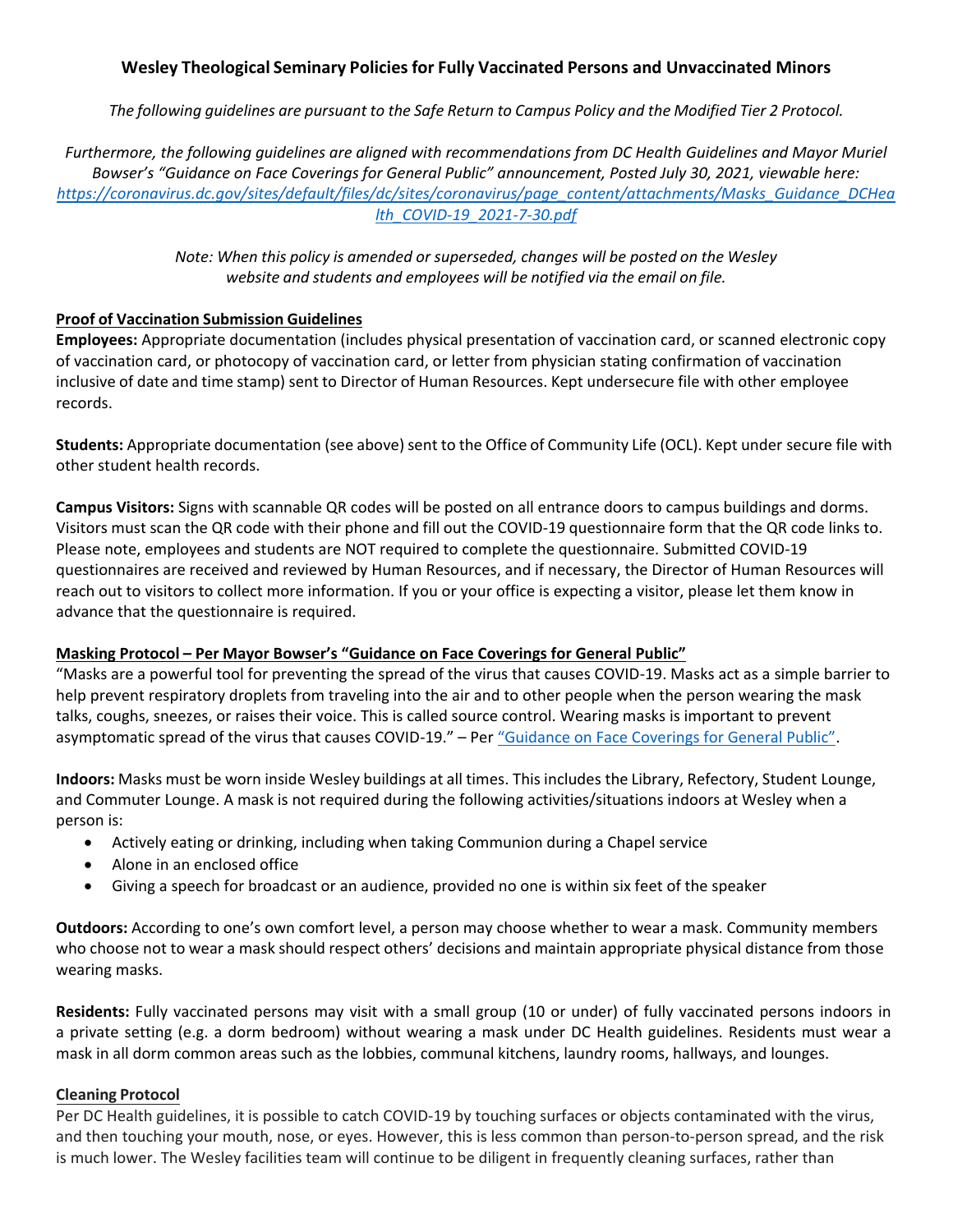**Wesley Theological Seminary Policies for Fully Vaccinated Persons and Unvaccinated Minors**

*The following guidelines are pursuant to the Safe Return to Campus Policy and the Modified Tier 2 Protocol.*

*Furthermore, the following guidelines are aligned with recommendations from DC Health Guidelines and Mayor Muriel Bowser's "Guidance on Face Coverings for General Public" announcement, Posted July 30, 2021, viewable here: [https://coronavirus.dc.gov/sites/default/files/dc/sites/coronavirus/page_content/attachments/Masks_Guidance_DCHealth_COVID-19_2021-7-30.pdf](https://coronavirus.dc.gov/sites/default/files/dc/sites/coronavirus/page_content/attachments/Masks_Guidance_DCHealth_COVID-19_2021-7-30.pdf)*

*Note: When this policy is amended or superseded, changes will be posted on the Wesley website and students and employees will be notified via the email on file.*

**Proof of Vaccination Submission Guidelines**

**Employees:** Appropriate documentation (includes physical presentation of vaccination card, or scanned electronic copy of vaccination card, or photocopy of vaccination card, or letter from physician stating confirmation of vaccination inclusive of date and time stamp) sent to Director of Human Resources. Kept undersecure file with other employee records.

**Students:** Appropriate documentation (see above) sent to the Office of Community Life (OCL). Kept under secure file with other student health records.

**Campus Visitors:** Signs with scannable QR codes will be posted on all entrance doors to campus buildings and dorms. Visitors must scan the QR code with their phone and fill out the COVID-19 questionnaire form that the QR code links to. Please note, employees and students are NOT required to complete the questionnaire. Submitted COVID-19 questionnaires are received and reviewed by Human Resources, and if necessary, the Director of Human Resources will reach out to visitors to collect more information. If you or your office is expecting a visitor, please let them know in advance that the questionnaire is required.

**Masking Protocol – Per Mayor Bowser's "Guidance on Face Coverings for General Public"**

"Masks are a powerful tool for preventing the spread of the virus that causes COVID-19. Masks act as a simple barrier to help prevent respiratory droplets from traveling into the air and to other people when the person wearing the mask talks, coughs, sneezes, or raises their voice. This is called source control. Wearing masks is important to prevent asymptomatic spread of the virus that causes COVID-19." – Per "Guidance on Face Coverings for General Public".

**Indoors:** Masks must be worn inside Wesley buildings at all times. This includes the Library, Refectory, Student Lounge, and Commuter Lounge. A mask is not required during the following activities/situations indoors at Wesley when a person is:

- Actively eating or drinking, including when taking Communion during a Chapel service
- Alone in an enclosed office
- Giving a speech for broadcast or an audience, provided no one is within six feet of the speaker

**Outdoors:** According to one's own comfort level, a person may choose whether to wear a mask. Community members who choose not to wear a mask should respect others' decisions and maintain appropriate physical distance from those wearing masks.

**Residents:** Fully vaccinated persons may visit with a small group (10 or under) of fully vaccinated persons indoors in a private setting (e.g. a dorm bedroom) without wearing a mask under DC Health guidelines. Residents must wear a mask in all dorm common areas such as the lobbies, communal kitchens, laundry rooms, hallways, and lounges.

**Cleaning Protocol**

Per DC Health guidelines, it is possible to catch COVID-19 by touching surfaces or objects contaminated with the virus, and then touching your mouth, nose, or eyes. However, this is less common than person-to-person spread, and the risk is much lower. The Wesley facilities team will continue to be diligent in frequently cleaning surfaces, rather than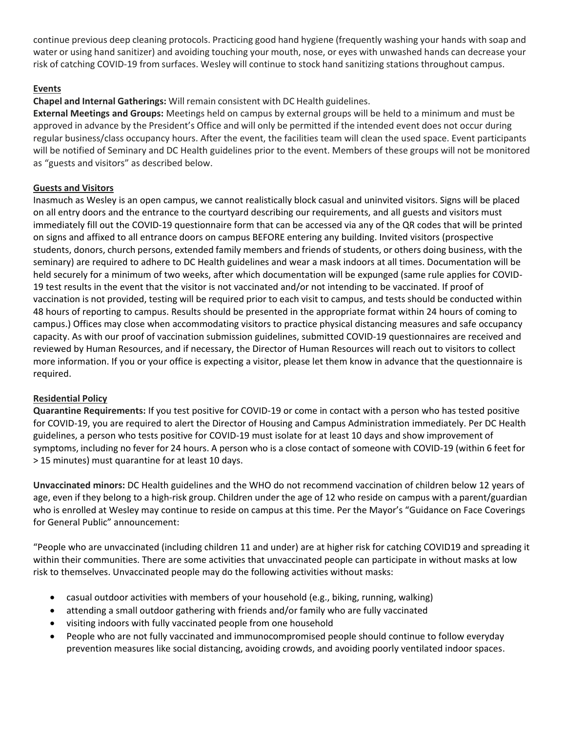continue previous deep cleaning protocols. Practicing good hand hygiene (frequently washing your hands with soap and water or using hand sanitizer) and avoiding touching your mouth, nose, or eyes with unwashed hands can decrease your risk of catching COVID-19 from surfaces. Wesley will continue to stock hand sanitizing stations throughout campus.

**<u>Events</u>**

**Chapel and Internal Gatherings:** Will remain consistent with DC Health guidelines.

**External Meetings and Groups:** Meetings held on campus by external groups will be held to a minimum and must be approved in advance by the President's Office and will only be permitted if the intended event does not occur during regular business/class occupancy hours. After the event, the facilities team will clean the used space. Event participants will be notified of Seminary and DC Health guidelines prior to the event. Members of these groups will not be monitored as "guests and visitors" as described below.

**<u>Guests and Visitors</u>**

Inasmuch as Wesley is an open campus, we cannot realistically block casual and uninvited visitors. Signs will be placed on all entry doors and the entrance to the courtyard describing our requirements, and all guests and visitors must immediately fill out the COVID-19 questionnaire form that can be accessed via any of the QR codes that will be printed on signs and affixed to all entrance doors on campus BEFORE entering any building. Invited visitors (prospective students, donors, church persons, extended family members and friends of students, or others doing business, with the seminary) are required to adhere to DC Health guidelines and wear a mask indoors at all times. Documentation will be held securely for a minimum of two weeks, after which documentation will be expunged (same rule applies for COVID-19 test results in the event that the visitor is not vaccinated and/or not intending to be vaccinated. If proof of vaccination is not provided, testing will be required prior to each visit to campus, and tests should be conducted within 48 hours of reporting to campus. Results should be presented in the appropriate format within 24 hours of coming to campus.) Offices may close when accommodating visitors to practice physical distancing measures and safe occupancy capacity. As with our proof of vaccination submission guidelines, submitted COVID-19 questionnaires are received and reviewed by Human Resources, and if necessary, the Director of Human Resources will reach out to visitors to collect more information. If you or your office is expecting a visitor, please let them know in advance that the questionnaire is required.

**<u>Residential Policy</u>**

**Quarantine Requirements:** If you test positive for COVID-19 or come in contact with a person who has tested positive for COVID-19, you are required to alert the Director of Housing and Campus Administration immediately. Per DC Health guidelines, a person who tests positive for COVID-19 must isolate for at least 10 days and show improvement of symptoms, including no fever for 24 hours. A person who is a close contact of someone with COVID-19 (within 6 feet for > 15 minutes) must quarantine for at least 10 days.

**Unvaccinated minors:** DC Health guidelines and the WHO do not recommend vaccination of children below 12 years of age, even if they belong to a high-risk group. Children under the age of 12 who reside on campus with a parent/guardian who is enrolled at Wesley may continue to reside on campus at this time. Per the Mayor's "Guidance on Face Coverings for General Public" announcement:

"People who are unvaccinated (including children 11 and under) are at higher risk for catching COVID19 and spreading it within their communities. There are some activities that unvaccinated people can participate in without masks at low risk to themselves. Unvaccinated people may do the following activities without masks:

- casual outdoor activities with members of your household (e.g., biking, running, walking)
- attending a small outdoor gathering with friends and/or family who are fully vaccinated
- visiting indoors with fully vaccinated people from one household
- People who are not fully vaccinated and immunocompromised people should continue to follow everyday prevention measures like social distancing, avoiding crowds, and avoiding poorly ventilated indoor spaces.